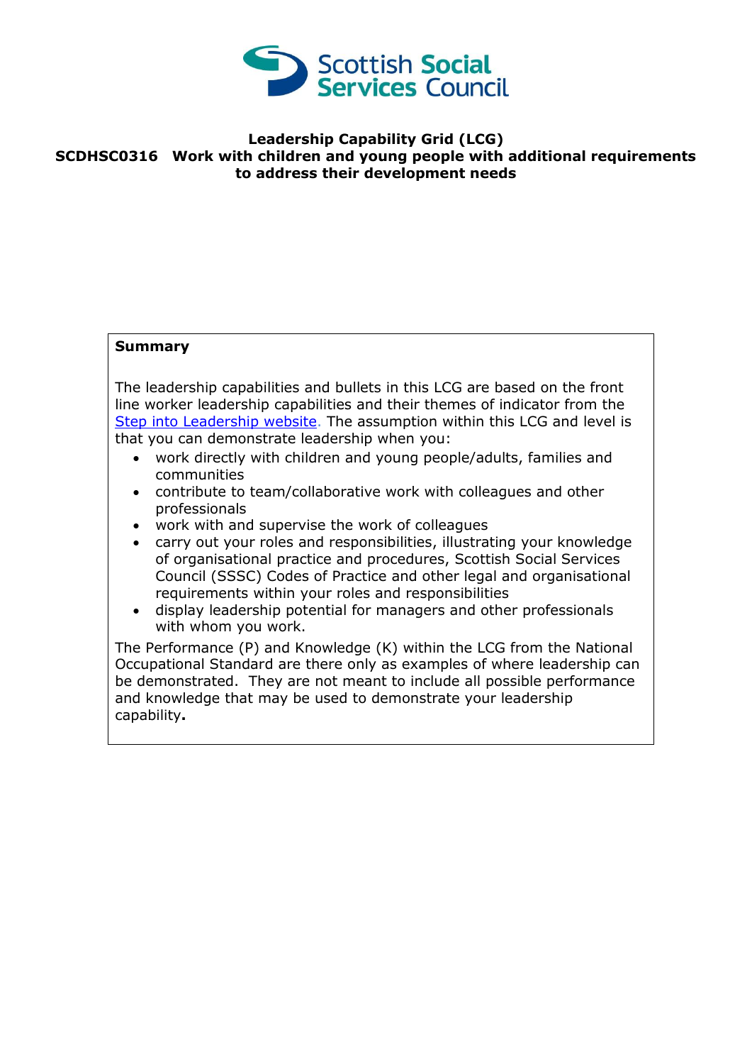Scottish Social Services Council

# Leadership Capability Grid (LCG)

## SCDHSC0316 Work with children and young people with additional requirements to address their development needs

**Summary**

The leadership capabilities and bullets in this LCG are based on the front line worker leadership capabilities and their themes of indicator from the [Step into Leadership website](). The assumption within this LCG and level is that you can demonstrate leadership when you:

- work directly with children and young people/adults, families and communities
- contribute to team/collaborative work with colleagues and other professionals
- work with and supervise the work of colleagues
- carry out your roles and responsibilities, illustrating your knowledge of organisational practice and procedures, Scottish Social Services Council (SSSC) Codes of Practice and other legal and organisational requirements within your roles and responsibilities
- display leadership potential for managers and other professionals with whom you work.

The Performance (P) and Knowledge (K) within the LCG from the National Occupational Standard are there only as examples of where leadership can be demonstrated. They are not meant to include all possible performance and knowledge that may be used to demonstrate your leadership capability**.**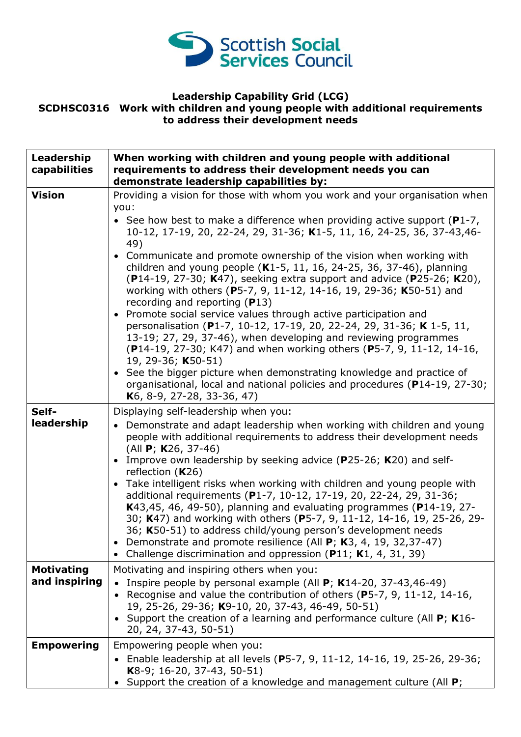**Leadership Capability Grid (LCG)**
**SCDHSC0316 Work with children and young people with additional requirements to address their development needs**

| **Leadership capabilities** | **When working with children and young people with additional requirements to address their development needs you can demonstrate leadership capabilities by:** |
|---|---|
| **Vision** | Providing a vision for those with whom you work and your organisation when you:<br>• See how best to make a difference when providing active support (**P**1-7, 10-12, 17-19, 20, 22-24, 29, 31-36; **K**1-5, 11, 16, 24-25, 36, 37-43,46-49)<br>• Communicate and promote ownership of the vision when working with children and young people (**K**1-5, 11, 16, 24-25, 36, 37-46), planning (**P**14-19, 27-30; **K**47), seeking extra support and advice (**P**25-26; **K**20), working with others (**P**5-7, 9, 11-12, 14-16, 19, 29-36; **K**50-51) and recording and reporting (**P**13)<br>• Promote social service values through active participation and personalisation (**P**1-7, 10-12, 17-19, 20, 22-24, 29, 31-36; **K** 1-5, 11, 13-19; 27, 29, 37-46), when developing and reviewing programmes (**P**14-19, 27-30; K47) and when working others (**P**5-7, 9, 11-12, 14-16, 19, 29-36; **K**50-51)<br>• See the bigger picture when demonstrating knowledge and practice of organisational, local and national policies and procedures (**P**14-19, 27-30; **K**6, 8-9, 27-28, 33-36, 47) |
| **Self-leadership** | Displaying self-leadership when you:<br>• Demonstrate and adapt leadership when working with children and young people with additional requirements to address their development needs (All **P**; **K**26, 37-46)<br>• Improve own leadership by seeking advice (**P**25-26; **K**20) and self-reflection (**K**26)<br>• Take intelligent risks when working with children and young people with additional requirements (**P**1-7, 10-12, 17-19, 20, 22-24, 29, 31-36; **K**43,45, 46, 49-50), planning and evaluating programmes (**P**14-19, 27-30; **K**47) and working with others (**P**5-7, 9, 11-12, 14-16, 19, 25-26, 29-36; **K**50-51) to address child/young person's development needs<br>• Demonstrate and promote resilience (All **P**; **K**3, 4, 19, 32,37-47)<br>• Challenge discrimination and oppression (**P**11; **K**1, 4, 31, 39) |
| **Motivating and inspiring** | Motivating and inspiring others when you:<br>• Inspire people by personal example (All **P**; **K**14-20, 37-43,46-49)<br>• Recognise and value the contribution of others (**P**5-7, 9, 11-12, 14-16, 19, 25-26, 29-36; **K**9-10, 20, 37-43, 46-49, 50-51)<br>• Support the creation of a learning and performance culture (All **P**; **K**16-20, 24, 37-43, 50-51) |
| **Empowering** | Empowering people when you:<br>• Enable leadership at all levels (**P**5-7, 9, 11-12, 14-16, 19, 25-26, 29-36; **K**8-9; 16-20, 37-43, 50-51)<br>• Support the creation of a knowledge and management culture (All **P**; |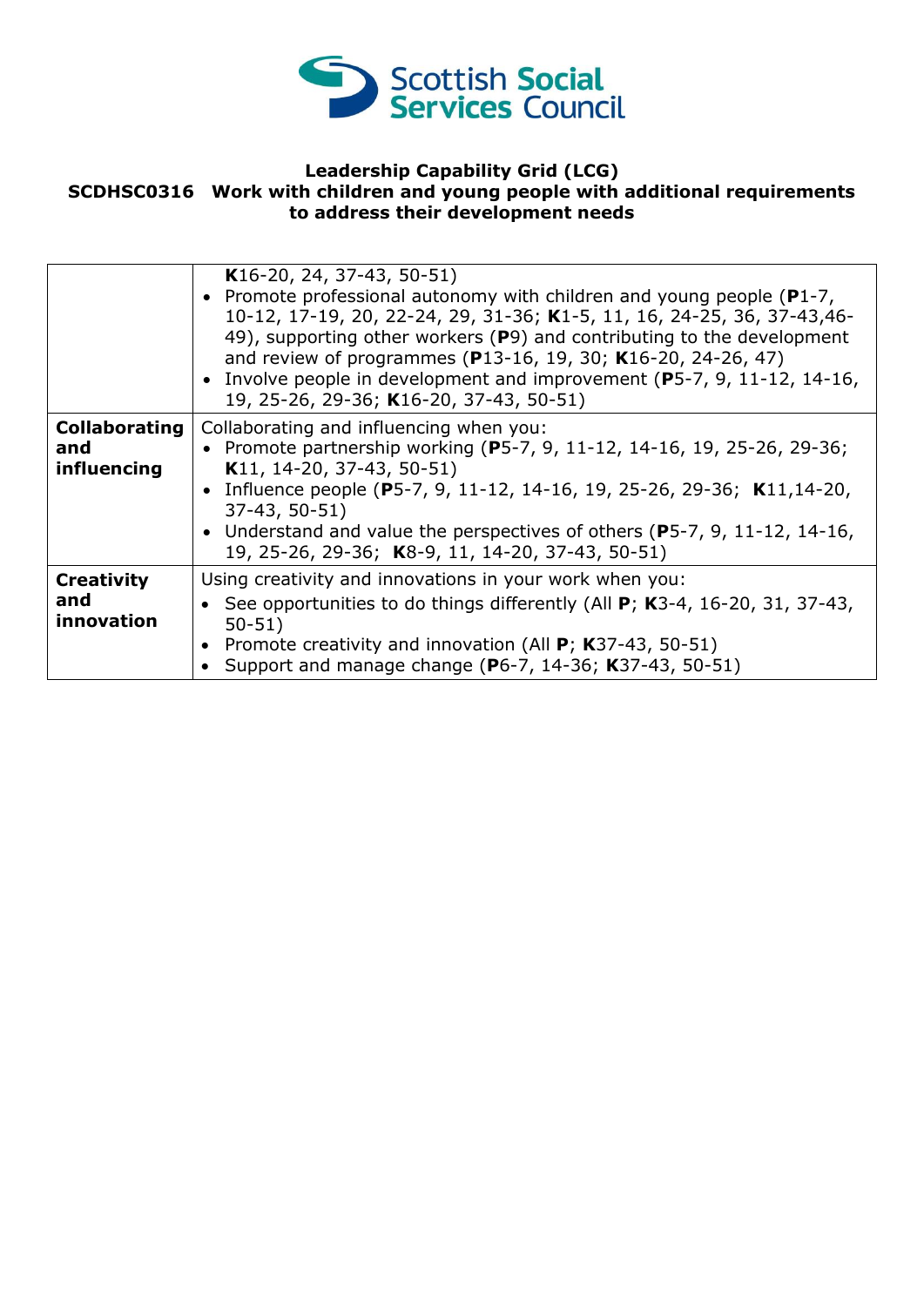**Leadership Capability Grid (LCG)**
**SCDHSC0316 Work with children and young people with additional requirements to address their development needs**

| | |
|---|---|
| | **K**16-20, 24, 37-43, 50-51)<br>• Promote professional autonomy with children and young people (**P**1-7, 10-12, 17-19, 20, 22-24, 29, 31-36; **K**1-5, 11, 16, 24-25, 36, 37-43,46-49), supporting other workers (**P**9) and contributing to the development and review of programmes (**P**13-16, 19, 30; **K**16-20, 24-26, 47)<br>• Involve people in development and improvement (**P**5-7, 9, 11-12, 14-16, 19, 25-26, 29-36; **K**16-20, 37-43, 50-51) |
| **Collaborating and influencing** | Collaborating and influencing when you:<br>• Promote partnership working (**P**5-7, 9, 11-12, 14-16, 19, 25-26, 29-36; **K**11, 14-20, 37-43, 50-51)<br>• Influence people (**P**5-7, 9, 11-12, 14-16, 19, 25-26, 29-36; **K**11,14-20, 37-43, 50-51)<br>• Understand and value the perspectives of others (**P**5-7, 9, 11-12, 14-16, 19, 25-26, 29-36; **K**8-9, 11, 14-20, 37-43, 50-51) |
| **Creativity and innovation** | Using creativity and innovations in your work when you:<br>• See opportunities to do things differently (All **P**; **K**3-4, 16-20, 31, 37-43, 50-51)<br>• Promote creativity and innovation (All **P**; **K**37-43, 50-51)<br>• Support and manage change (**P**6-7, 14-36; **K**37-43, 50-51) |